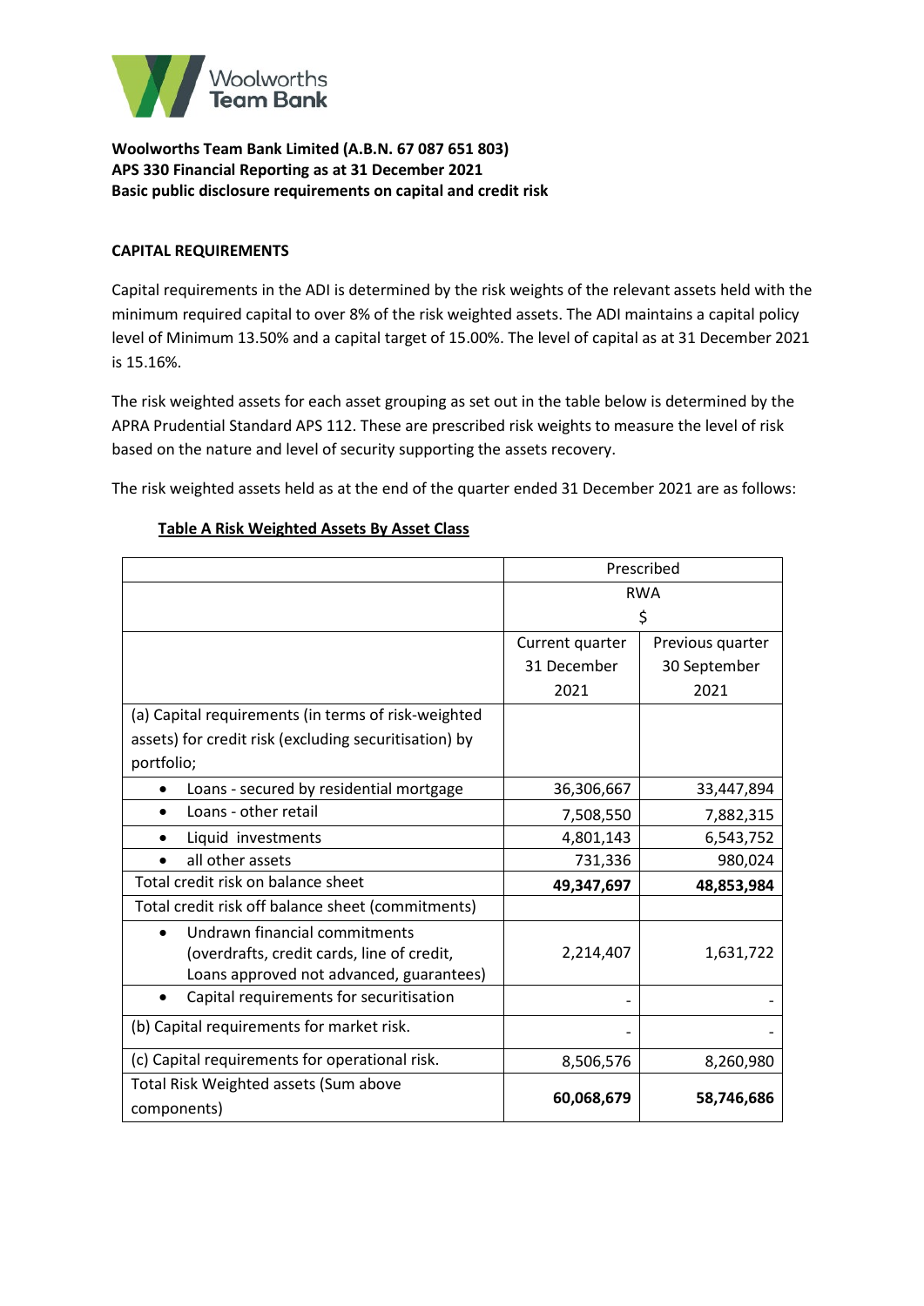**Woolworths Team Bank Limited (A.B.N. 67 087 651 803)**
**APS 330 Financial Reporting as at 31 December 2021**
**Basic public disclosure requirements on capital and credit risk**

## CAPITAL REQUIREMENTS

Capital requirements in the ADI is determined by the risk weights of the relevant assets held with the minimum required capital to over 8% of the risk weighted assets. The ADI maintains a capital policy level of Minimum 13.50% and a capital target of 15.00%. The level of capital as at 31 December 2021 is 15.16%.

The risk weighted assets for each asset grouping as set out in the table below is determined by the APRA Prudential Standard APS 112. These are prescribed risk weights to measure the level of risk based on the nature and level of security supporting the assets recovery.

The risk weighted assets held as at the end of the quarter ended 31 December 2021 are as follows:

**Table A Risk Weighted Assets By Asset Class**

| | Prescribed RWA $ | |
|---|---|---|
| | Current quarter 31 December 2021 | Previous quarter 30 September 2021 |
| (a) Capital requirements (in terms of risk-weighted assets) for credit risk (excluding securitisation) by portfolio; | | |
| • Loans - secured by residential mortgage | 36,306,667 | 33,447,894 |
| • Loans - other retail | 7,508,550 | 7,882,315 |
| • Liquid investments | 4,801,143 | 6,543,752 |
| • all other assets | 731,336 | 980,024 |
| Total credit risk on balance sheet | **49,347,697** | **48,853,984** |
| Total credit risk off balance sheet (commitments) | | |
| • Undrawn financial commitments (overdrafts, credit cards, line of credit, Loans approved not advanced, guarantees) | 2,214,407 | 1,631,722 |
| • Capital requirements for securitisation | - | - |
| (b) Capital requirements for market risk. | - | - |
| (c) Capital requirements for operational risk. | 8,506,576 | 8,260,980 |
| Total Risk Weighted assets (Sum above components) | **60,068,679** | **58,746,686** |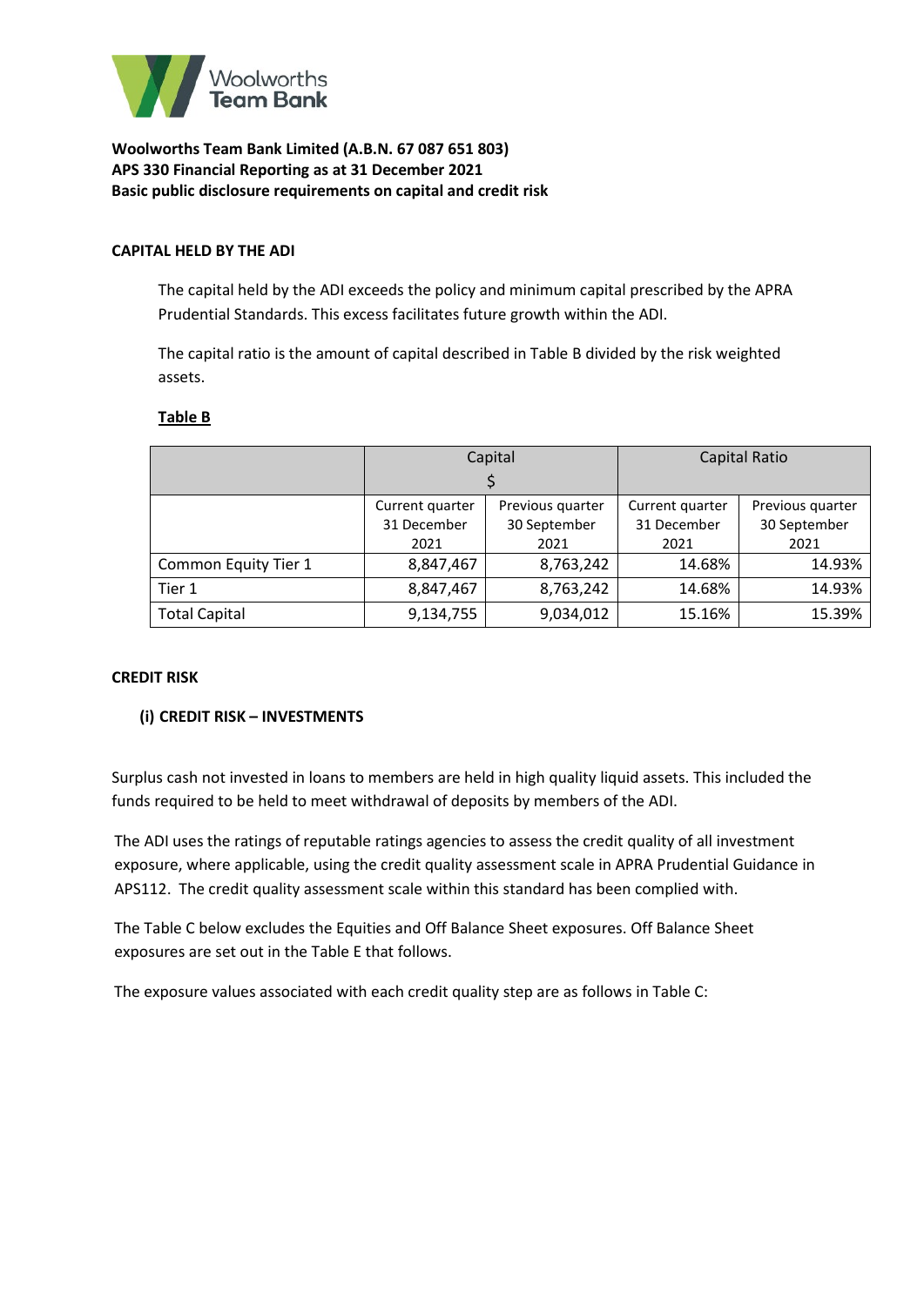Woolworths Team Bank

**Woolworths Team Bank Limited (A.B.N. 67 087 651 803)**
**APS 330 Financial Reporting as at 31 December 2021**
**Basic public disclosure requirements on capital and credit risk**

#### CAPITAL HELD BY THE ADI

The capital held by the ADI exceeds the policy and minimum capital prescribed by the APRA Prudential Standards. This excess facilitates future growth within the ADI.

The capital ratio is the amount of capital described in Table B divided by the risk weighted assets.

**Table B**

| | Capital $ | | Capital Ratio | |
|---|---|---|---|---|
| | Current quarter 31 December 2021 | Previous quarter 30 September 2021 | Current quarter 31 December 2021 | Previous quarter 30 September 2021 |
| Common Equity Tier 1 | 8,847,467 | 8,763,242 | 14.68% | 14.93% |
| Tier 1 | 8,847,467 | 8,763,242 | 14.68% | 14.93% |
| Total Capital | 9,134,755 | 9,034,012 | 15.16% | 15.39% |

#### CREDIT RISK

##### (i) CREDIT RISK – INVESTMENTS

Surplus cash not invested in loans to members are held in high quality liquid assets. This included the funds required to be held to meet withdrawal of deposits by members of the ADI.

The ADI uses the ratings of reputable ratings agencies to assess the credit quality of all investment exposure, where applicable, using the credit quality assessment scale in APRA Prudential Guidance in APS112. The credit quality assessment scale within this standard has been complied with.

The Table C below excludes the Equities and Off Balance Sheet exposures. Off Balance Sheet exposures are set out in the Table E that follows.

The exposure values associated with each credit quality step are as follows in Table C: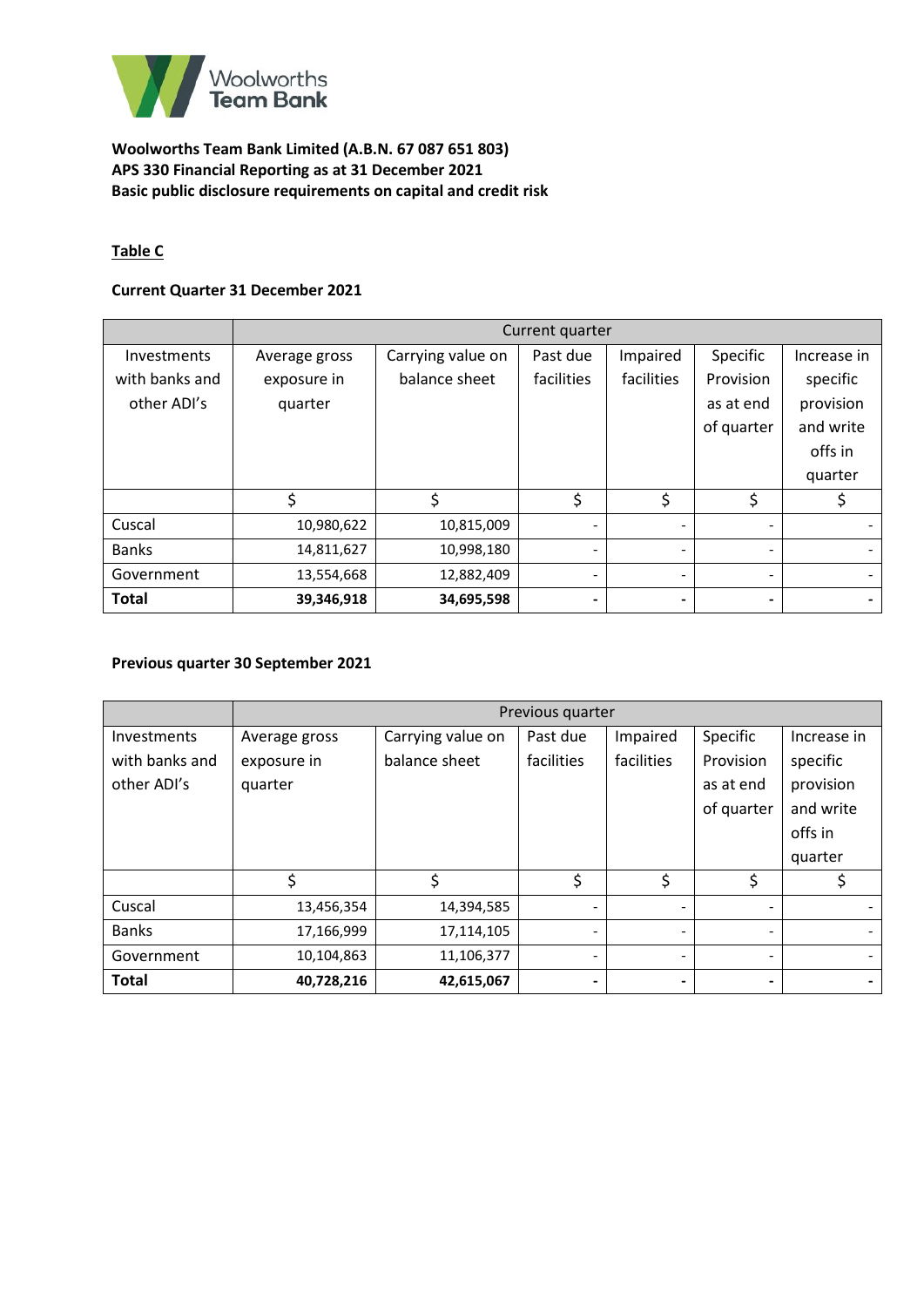**Woolworths Team Bank Limited (A.B.N. 67 087 651 803)**
**APS 330 Financial Reporting as at 31 December 2021**
**Basic public disclosure requirements on capital and credit risk**

## Table C

**Current Quarter 31 December 2021**

| | Current quarter | | | | | |
|---|---|---|---|---|---|---|
| Investments with banks and other ADI's | Average gross exposure in quarter | Carrying value on balance sheet | Past due facilities | Impaired facilities | Specific Provision as at end of quarter | Increase in specific provision and write offs in quarter |
| | $ | $ | $ | $ | $ | $ |
| Cuscal | 10,980,622 | 10,815,009 | - | - | - | - |
| Banks | 14,811,627 | 10,998,180 | - | - | - | - |
| Government | 13,554,668 | 12,882,409 | - | - | - | - |
| **Total** | **39,346,918** | **34,695,598** | **-** | **-** | **-** | **-** |

**Previous quarter 30 September 2021**

| | Previous quarter | | | | | |
|---|---|---|---|---|---|---|
| Investments with banks and other ADI's | Average gross exposure in quarter | Carrying value on balance sheet | Past due facilities | Impaired facilities | Specific Provision as at end of quarter | Increase in specific provision and write offs in quarter |
| | $ | $ | $ | $ | $ | $ |
| Cuscal | 13,456,354 | 14,394,585 | - | - | - | - |
| Banks | 17,166,999 | 17,114,105 | - | - | - | - |
| Government | 10,104,863 | 11,106,377 | - | - | - | - |
| **Total** | **40,728,216** | **42,615,067** | **-** | **-** | **-** | **-** |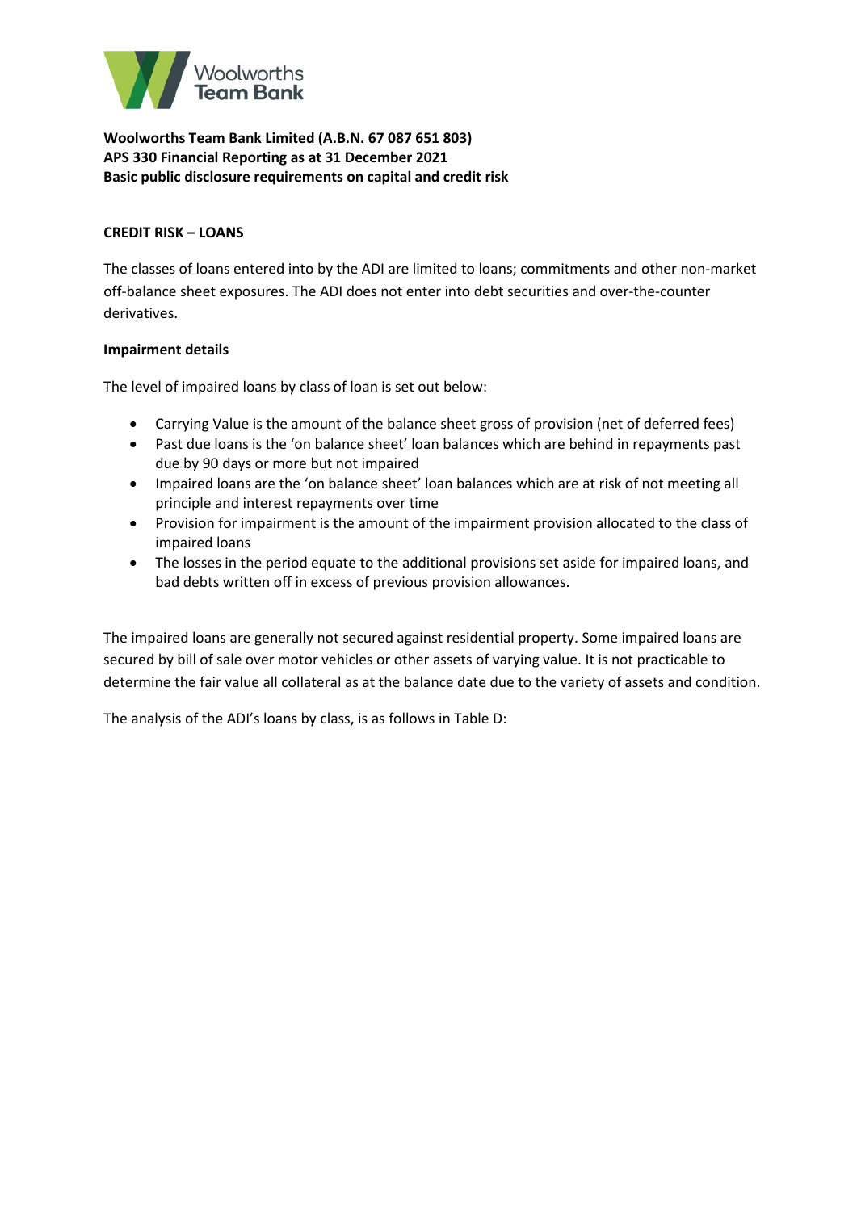**Woolworths Team Bank Limited (A.B.N. 67 087 651 803)**
**APS 330 Financial Reporting as at 31 December 2021**
**Basic public disclosure requirements on capital and credit risk**

**CREDIT RISK – LOANS**

The classes of loans entered into by the ADI are limited to loans; commitments and other non-market off-balance sheet exposures. The ADI does not enter into debt securities and over-the-counter derivatives.

**Impairment details**

The level of impaired loans by class of loan is set out below:

- Carrying Value is the amount of the balance sheet gross of provision (net of deferred fees)
- Past due loans is the 'on balance sheet' loan balances which are behind in repayments past due by 90 days or more but not impaired
- Impaired loans are the 'on balance sheet' loan balances which are at risk of not meeting all principle and interest repayments over time
- Provision for impairment is the amount of the impairment provision allocated to the class of impaired loans
- The losses in the period equate to the additional provisions set aside for impaired loans, and bad debts written off in excess of previous provision allowances.

The impaired loans are generally not secured against residential property. Some impaired loans are secured by bill of sale over motor vehicles or other assets of varying value. It is not practicable to determine the fair value all collateral as at the balance date due to the variety of assets and condition.

The analysis of the ADI's loans by class, is as follows in Table D: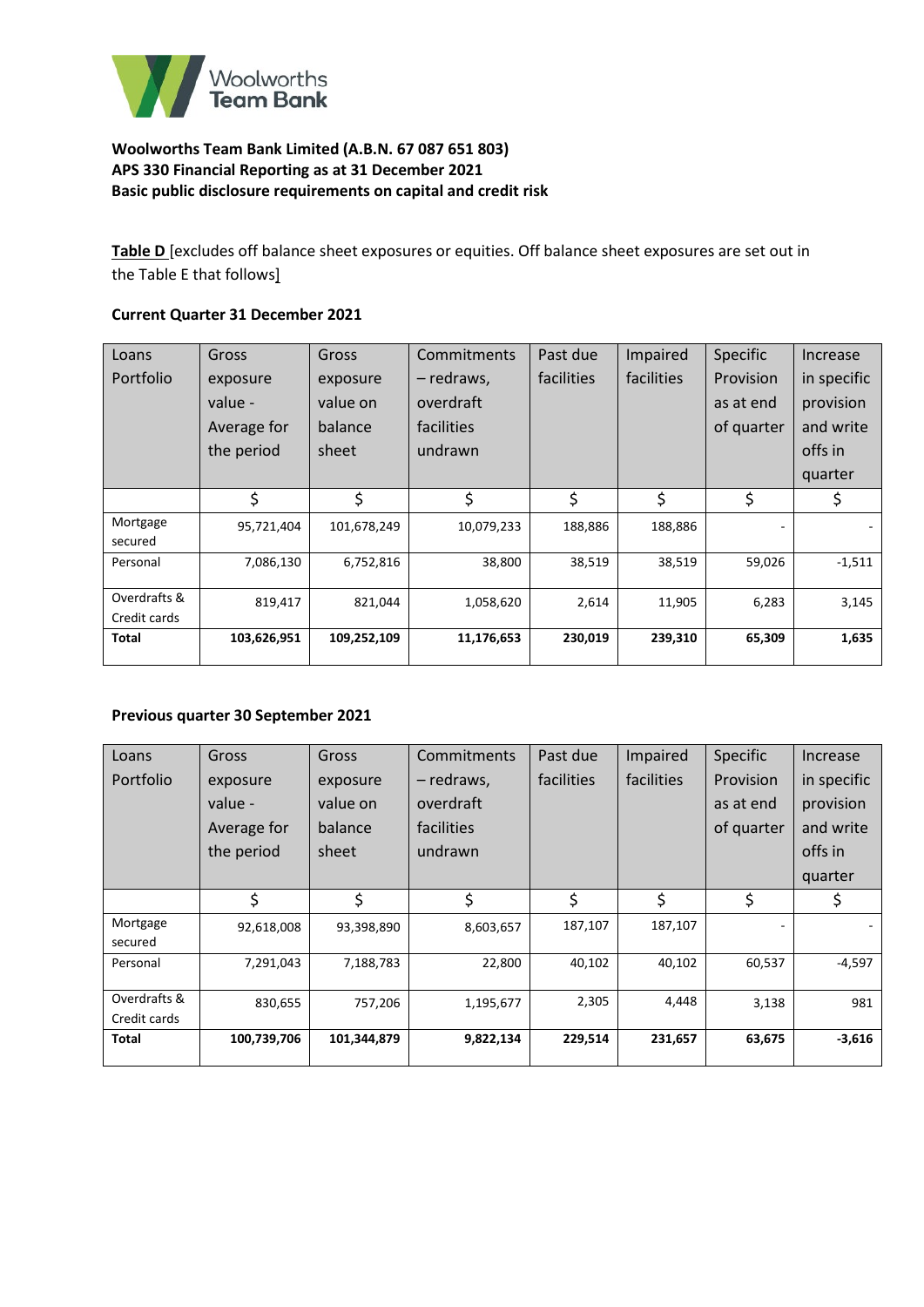**Woolworths Team Bank Limited (A.B.N. 67 087 651 803)**
**APS 330 Financial Reporting as at 31 December 2021**
**Basic public disclosure requirements on capital and credit risk**

**Table D** [excludes off balance sheet exposures or equities. Off balance sheet exposures are set out in the Table E that follows]

**Current Quarter 31 December 2021**

| Loans Portfolio | Gross exposure value - Average for the period | Gross exposure value on balance sheet | Commitments – redraws, overdraft facilities undrawn | Past due facilities | Impaired facilities | Specific Provision as at end of quarter | Increase in specific provision and write offs in quarter |
|---|---|---|---|---|---|---|---|
| | $ | $ | $ | $ | $ | $ | $ |
| Mortgage secured | 95,721,404 | 101,678,249 | 10,079,233 | 188,886 | 188,886 | - | - |
| Personal | 7,086,130 | 6,752,816 | 38,800 | 38,519 | 38,519 | 59,026 | -1,511 |
| Overdrafts & Credit cards | 819,417 | 821,044 | 1,058,620 | 2,614 | 11,905 | 6,283 | 3,145 |
| **Total** | **103,626,951** | **109,252,109** | **11,176,653** | **230,019** | **239,310** | **65,309** | **1,635** |

**Previous quarter 30 September 2021**

| Loans Portfolio | Gross exposure value - Average for the period | Gross exposure value on balance sheet | Commitments – redraws, overdraft facilities undrawn | Past due facilities | Impaired facilities | Specific Provision as at end of quarter | Increase in specific provision and write offs in quarter |
|---|---|---|---|---|---|---|---|
| | $ | $ | $ | $ | $ | $ | $ |
| Mortgage secured | 92,618,008 | 93,398,890 | 8,603,657 | 187,107 | 187,107 | - | - |
| Personal | 7,291,043 | 7,188,783 | 22,800 | 40,102 | 40,102 | 60,537 | -4,597 |
| Overdrafts & Credit cards | 830,655 | 757,206 | 1,195,677 | 2,305 | 4,448 | 3,138 | 981 |
| **Total** | **100,739,706** | **101,344,879** | **9,822,134** | **229,514** | **231,657** | **63,675** | **-3,616** |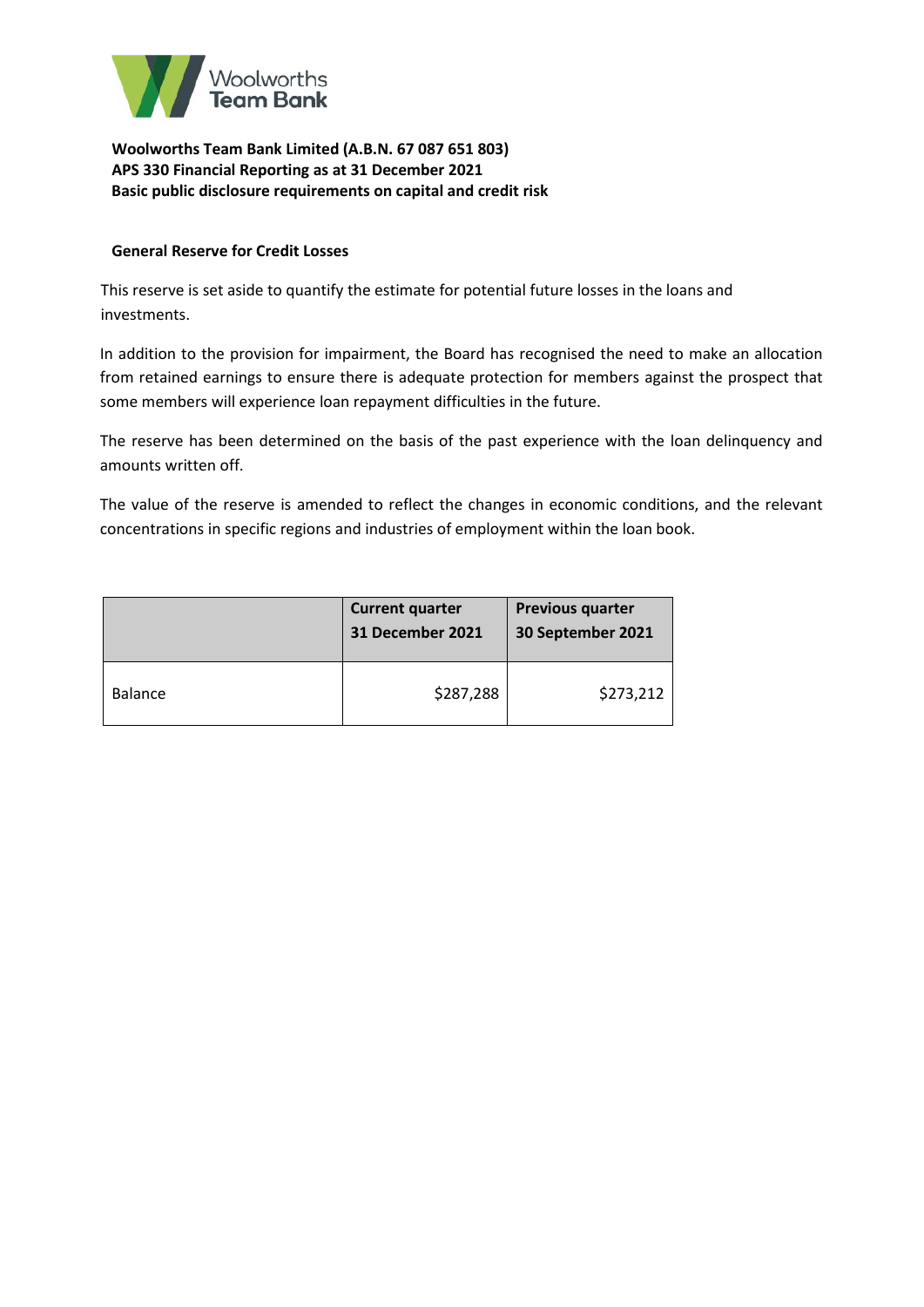**Woolworths Team Bank Limited (A.B.N. 67 087 651 803)**
**APS 330 Financial Reporting as at 31 December 2021**
**Basic public disclosure requirements on capital and credit risk**

**General Reserve for Credit Losses**

This reserve is set aside to quantify the estimate for potential future losses in the loans and investments.

In addition to the provision for impairment, the Board has recognised the need to make an allocation from retained earnings to ensure there is adequate protection for members against the prospect that some members will experience loan repayment difficulties in the future.

The reserve has been determined on the basis of the past experience with the loan delinquency and amounts written off.

The value of the reserve is amended to reflect the changes in economic conditions, and the relevant concentrations in specific regions and industries of employment within the loan book.

| | Current quarter 31 December 2021 | Previous quarter 30 September 2021 |
|---|---:|---:|
| Balance | $287,288 | $273,212 |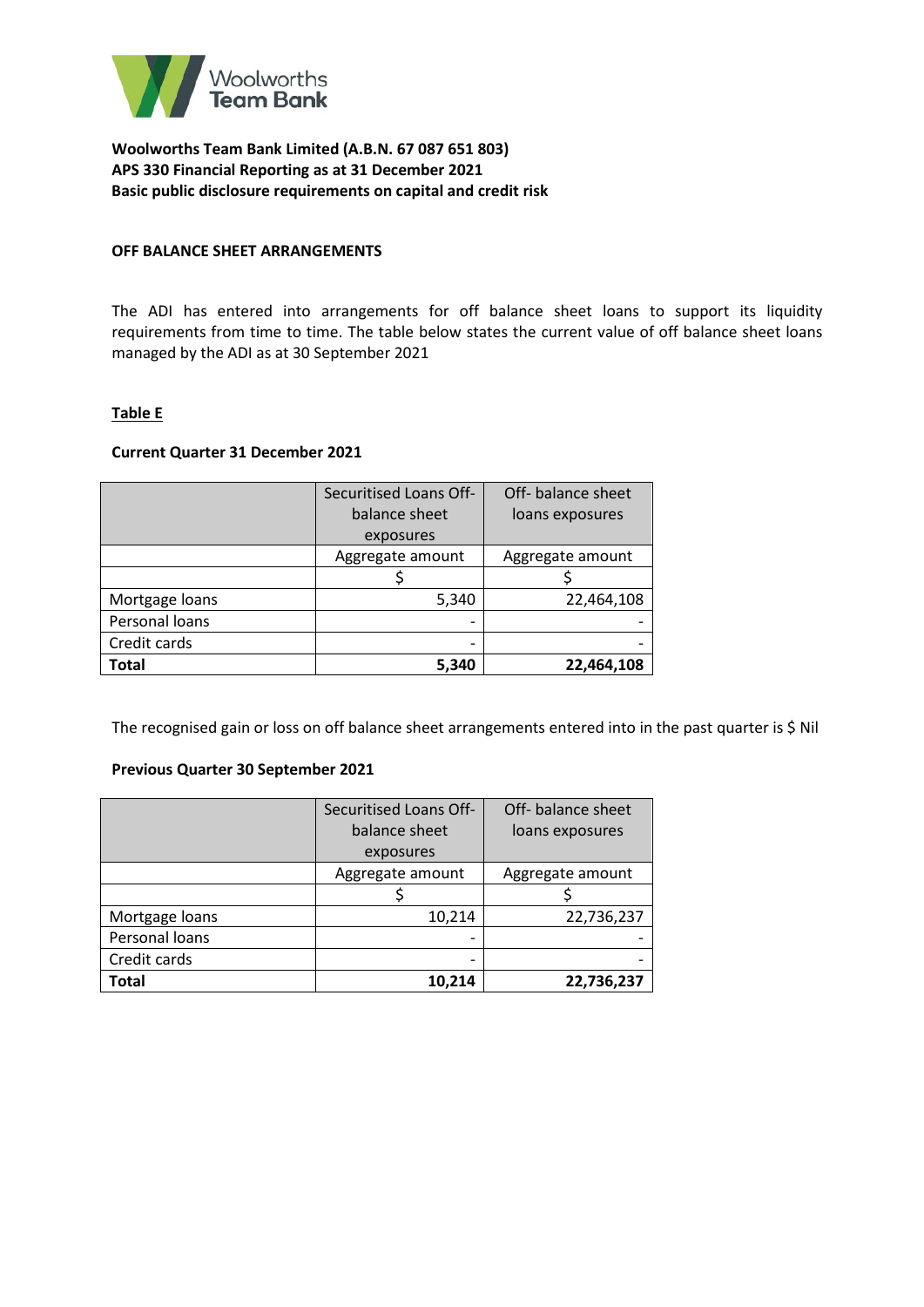**Woolworths Team Bank Limited (A.B.N. 67 087 651 803)**
**APS 330 Financial Reporting as at 31 December 2021**
**Basic public disclosure requirements on capital and credit risk**

**OFF BALANCE SHEET ARRANGEMENTS**

The ADI has entered into arrangements for off balance sheet loans to support its liquidity requirements from time to time. The table below states the current value of off balance sheet loans managed by the ADI as at 30 September 2021

**Table E**

**Current Quarter 31 December 2021**

| | Securitised Loans Off-balance sheet exposures | Off- balance sheet loans exposures |
|---|---|---|
| | Aggregate amount | Aggregate amount |
| | $ | $ |
| Mortgage loans | 5,340 | 22,464,108 |
| Personal loans | - | - |
| Credit cards | - | - |
| **Total** | **5,340** | **22,464,108** |

The recognised gain or loss on off balance sheet arrangements entered into in the past quarter is $ Nil

**Previous Quarter 30 September 2021**

| | Securitised Loans Off-balance sheet exposures | Off- balance sheet loans exposures |
|---|---|---|
| | Aggregate amount | Aggregate amount |
| | $ | $ |
| Mortgage loans | 10,214 | 22,736,237 |
| Personal loans | - | - |
| Credit cards | - | - |
| **Total** | **10,214** | **22,736,237** |